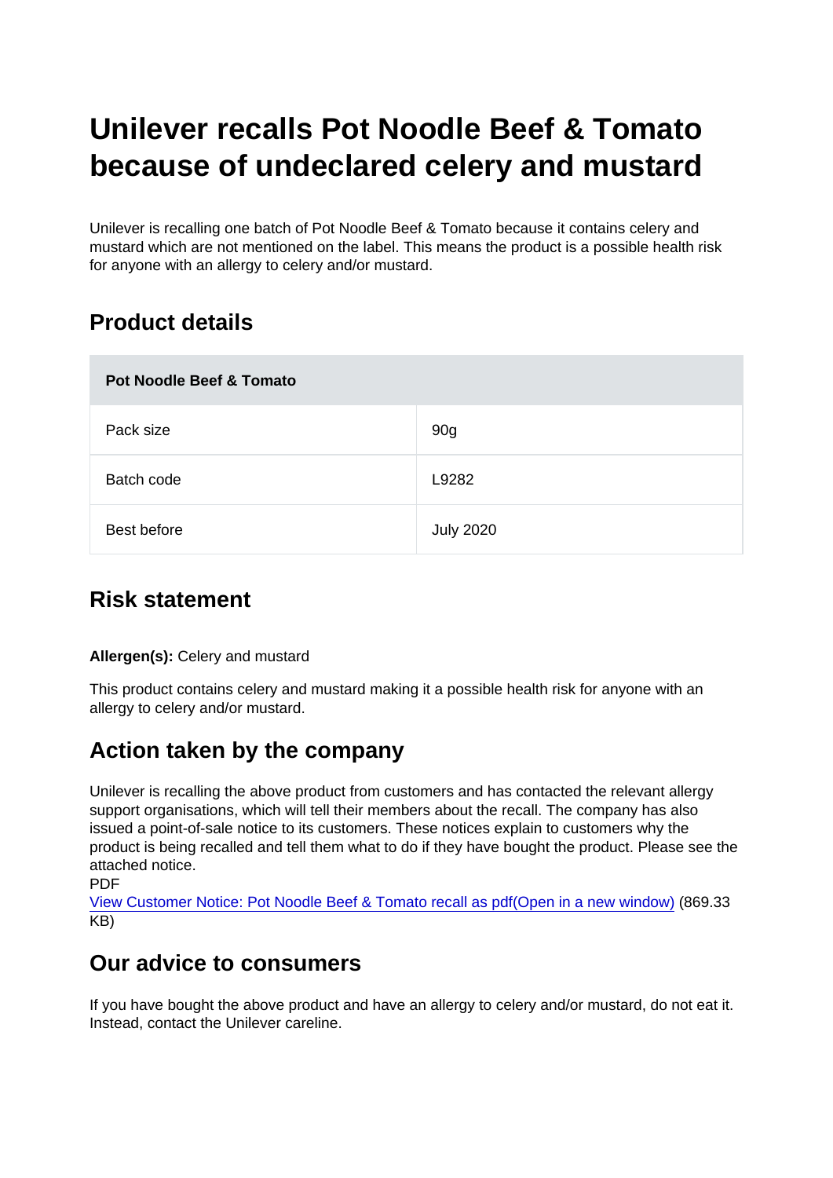# Unilever recalls Pot Noodle Beef & Tomato because of undeclared celery and mustard

Unilever is recalling one batch of Pot Noodle Beef & Tomato because it contains celery and mustard which are not mentioned on the label. This means the product is a possible health risk for anyone with an allergy to celery and/or mustard.

## Product details

| Pot Noodle Beef & Tomato | |
|---|---|
| Pack size | 90g |
| Batch code | L9282 |
| Best before | July 2020 |

## Risk statement

**Allergen(s):** Celery and mustard

This product contains celery and mustard making it a possible health risk for anyone with an allergy to celery and/or mustard.

## Action taken by the company

Unilever is recalling the above product from customers and has contacted the relevant allergy support organisations, which will tell their members about the recall. The company has also issued a point-of-sale notice to its customers. These notices explain to customers why the product is being recalled and tell them what to do if they have bought the product. Please see the attached notice.
PDF
View Customer Notice: Pot Noodle Beef & Tomato recall as pdf(Open in a new window) (869.33 KB)

## Our advice to consumers

If you have bought the above product and have an allergy to celery and/or mustard, do not eat it. Instead, contact the Unilever careline.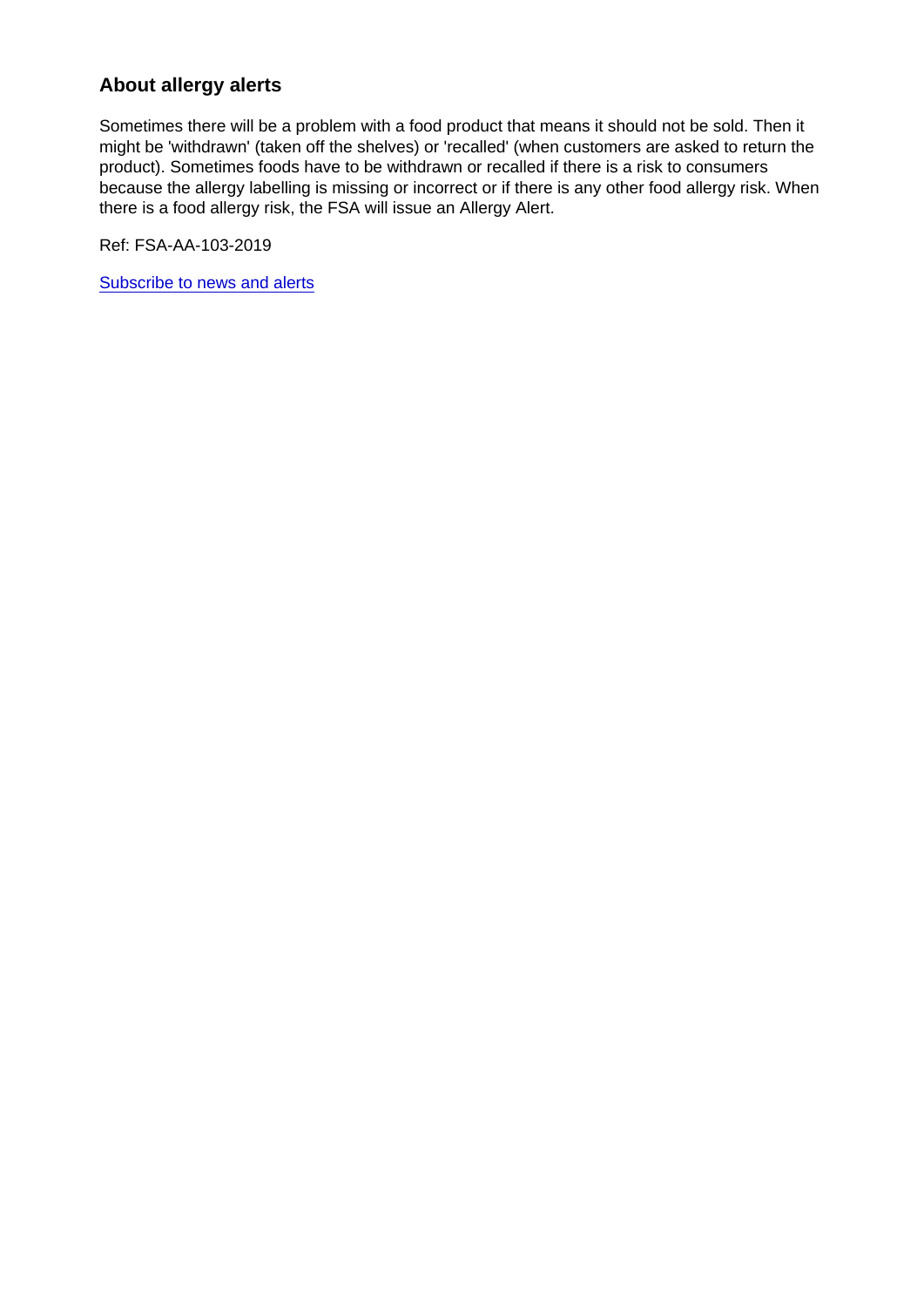## About allergy alerts

Sometimes there will be a problem with a food product that means it should not be sold. Then it might be 'withdrawn' (taken off the shelves) or 'recalled' (when customers are asked to return the product). Sometimes foods have to be withdrawn or recalled if there is a risk to consumers because the allergy labelling is missing or incorrect or if there is any other food allergy risk. When there is a food allergy risk, the FSA will issue an Allergy Alert.

Ref: FSA-AA-103-2019

Subscribe to news and alerts